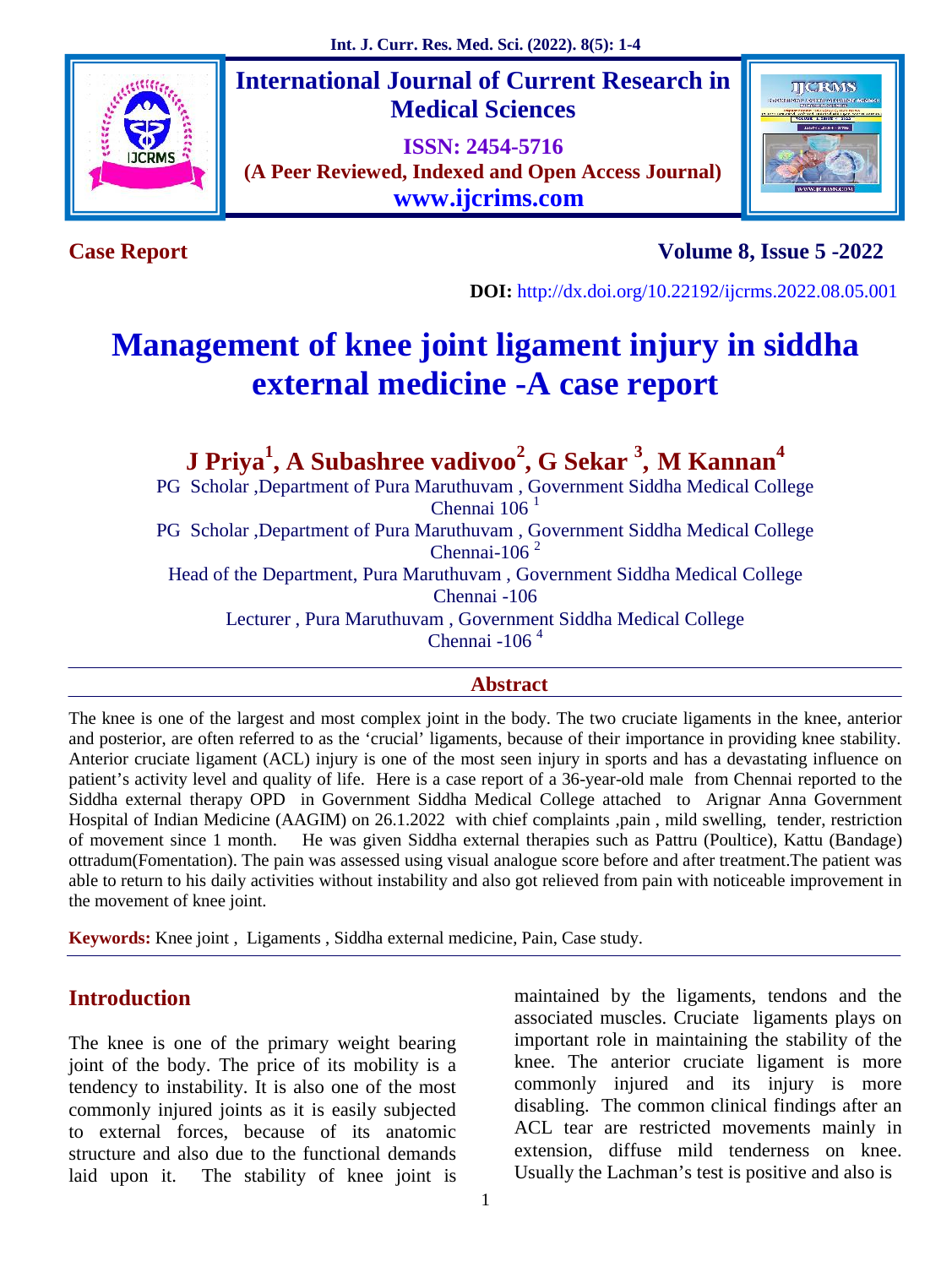**Case Report**

**Volume 8, Issue 5 -2022**

**DOI:** http://dx.doi.org/10.22192/ijcrms.2022.08.05.001

# Management of knee joint ligament injury in siddha external medicine -A case report

## J Priya[1], A Subashree vadivoo[2], G Sekar [3], M Kannan[4]

PG Scholar ,Department of Pura Maruthuvam , Government Siddha Medical College Chennai 106 [1]

PG Scholar ,Department of Pura Maruthuvam , Government Siddha Medical College Chennai-106 [2]

Head of the Department, Pura Maruthuvam , Government Siddha Medical College Chennai -106

Lecturer , Pura Maruthuvam , Government Siddha Medical College Chennai -106 [4]

## Abstract

The knee is one of the largest and most complex joint in the body. The two cruciate ligaments in the knee, anterior and posterior, are often referred to as the 'crucial' ligaments, because of their importance in providing knee stability. Anterior cruciate ligament (ACL) injury is one of the most seen injury in sports and has a devastating influence on patient's activity level and quality of life. Here is a case report of a 36-year-old male from Chennai reported to the Siddha external therapy OPD in Government Siddha Medical College attached to Arignar Anna Government Hospital of Indian Medicine (AAGIM) on 26.1.2022 with chief complaints ,pain , mild swelling, tender, restriction of movement since 1 month. He was given Siddha external therapies such as Pattru (Poultice), Kattu (Bandage) ottradum(Fomentation). The pain was assessed using visual analogue score before and after treatment.The patient was able to return to his daily activities without instability and also got relieved from pain with noticeable improvement in the movement of knee joint.

**Keywords:** Knee joint , Ligaments , Siddha external medicine, Pain, Case study.

## Introduction

The knee is one of the primary weight bearing joint of the body. The price of its mobility is a tendency to instability. It is also one of the most commonly injured joints as it is easily subjected to external forces, because of its anatomic structure and also due to the functional demands laid upon it. The stability of knee joint is maintained by the ligaments, tendons and the associated muscles. Cruciate ligaments plays on important role in maintaining the stability of the knee. The anterior cruciate ligament is more commonly injured and its injury is more disabling. The common clinical findings after an ACL tear are restricted movements mainly in extension, diffuse mild tenderness on knee. Usually the Lachman's test is positive and also is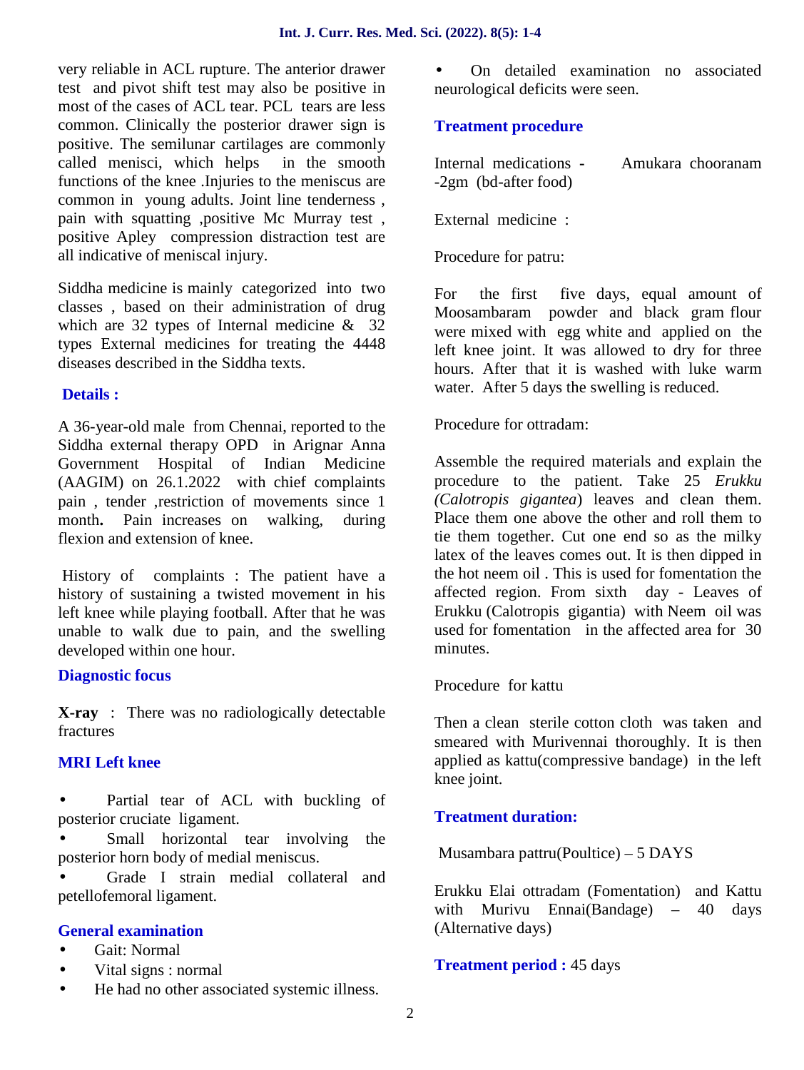very reliable in ACL rupture. The anterior drawer test and pivot shift test may also be positive in most of the cases of ACL tear. PCL tears are less common. Clinically the posterior drawer sign is positive. The semilunar cartilages are commonly called menisci, which helps in the smooth functions of the knee .Injuries to the meniscus are common in young adults. Joint line tenderness , pain with squatting ,positive Mc Murray test , positive Apley compression distraction test are all indicative of meniscal injury.

Siddha medicine is mainly categorized into two classes , based on their administration of drug which are 32 types of Internal medicine & 32 types External medicines for treating the 4448 diseases described in the Siddha texts.

## Details :

A 36-year-old male from Chennai, reported to the Siddha external therapy OPD in Arignar Anna Government Hospital of Indian Medicine (AAGIM) on 26.1.2022 with chief complaints pain , tender ,restriction of movements since 1 month**.** Pain increases on walking, during flexion and extension of knee.

History of complaints : The patient have a history of sustaining a twisted movement in his left knee while playing football. After that he was unable to walk due to pain, and the swelling developed within one hour.

## Diagnostic focus

**X-ray** : There was no radiologically detectable fractures

## MRI Left knee

- Partial tear of ACL with buckling of posterior cruciate ligament.
- Small horizontal tear involving the posterior horn body of medial meniscus.
- Grade I strain medial collateral and petellofemoral ligament.

## General examination

- Gait: Normal
- Vital signs : normal
- He had no other associated systemic illness.
- On detailed examination no associated neurological deficits were seen.

## Treatment procedure

Internal medications - Amukara chooranam -2gm (bd-after food)

External medicine :

Procedure for patru:

For the first five days, equal amount of Moosambaram powder and black gram flour were mixed with egg white and applied on the left knee joint. It was allowed to dry for three hours. After that it is washed with luke warm water. After 5 days the swelling is reduced.

Procedure for ottradam:

Assemble the required materials and explain the procedure to the patient. Take 25 *Erukku (Calotropis gigantea*) leaves and clean them. Place them one above the other and roll them to tie them together. Cut one end so as the milky latex of the leaves comes out. It is then dipped in the hot neem oil . This is used for fomentation the affected region. From sixth day - Leaves of Erukku (Calotropis gigantia) with Neem oil was used for fomentation in the affected area for 30 minutes.

Procedure for kattu

Then a clean sterile cotton cloth was taken and smeared with Murivennai thoroughly. It is then applied as kattu(compressive bandage) in the left knee joint.

## Treatment duration:

Musambara pattru(Poultice) – 5 DAYS

Erukku Elai ottradam (Fomentation) and Kattu with Murivu Ennai(Bandage) – 40 days (Alternative days)

**Treatment period :** 45 days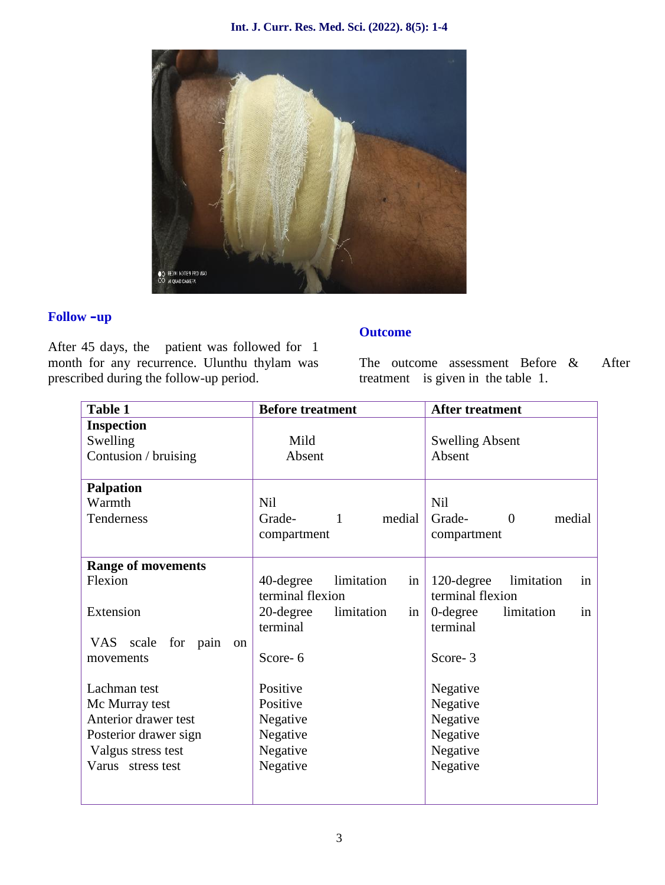## Follow –up

After 45 days, the patient was followed for 1 month for any recurrence. Ulunthu thylam was prescribed during the follow-up period.

## Outcome

The outcome assessment Before & After treatment is given in the table 1.

| Table 1 | Before treatment | After treatment |
|---|---|---|
| **Inspection**<br>Swelling<br>Contusion / bruising | <br>Mild<br>Absent | <br>Swelling Absent<br>Absent |
| **Palpation**<br>Warmth<br>Tenderness | <br>Nil<br>Grade- 1 medial compartment | <br>Nil<br>Grade- 0 medial compartment |
| **Range of movements**<br>Flexion<br><br>Extension<br><br>VAS scale for pain on movements<br><br>Lachman test<br>Mc Murray test<br>Anterior drawer test<br>Posterior drawer sign<br>Valgus stress test<br>Varus stress test | <br>40-degree limitation in terminal flexion<br>20-degree limitation in terminal<br><br>Score- 6<br><br>Positive<br>Positive<br>Negative<br>Negative<br>Negative<br>Negative | <br>120-degree limitation in terminal flexion<br>0-degree limitation in terminal<br><br>Score- 3<br><br>Negative<br>Negative<br>Negative<br>Negative<br>Negative<br>Negative |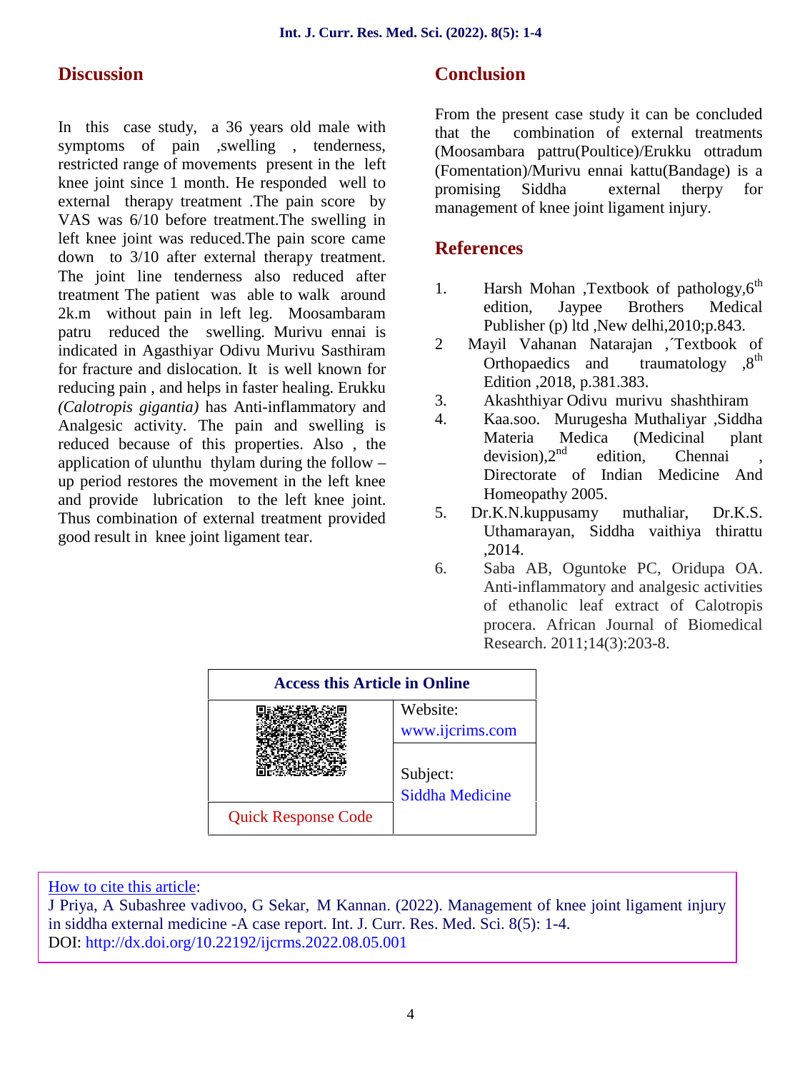## Discussion

In this case study, a 36 years old male with symptoms of pain ,swelling , tenderness, restricted range of movements present in the left knee joint since 1 month. He responded well to external therapy treatment .The pain score by VAS was 6/10 before treatment.The swelling in left knee joint was reduced.The pain score came down to 3/10 after external therapy treatment. The joint line tenderness also reduced after treatment The patient was able to walk around 2k.m without pain in left leg. Moosambaram patru reduced the swelling. Murivu ennai is indicated in Agasthiyar Odivu Murivu Sasthiram for fracture and dislocation. It is well known for reducing pain , and helps in faster healing. Erukku *(Calotropis gigantia)* has Anti-inflammatory and Analgesic activity. The pain and swelling is reduced because of this properties. Also , the application of ulunthu thylam during the follow – up period restores the movement in the left knee and provide lubrication to the left knee joint. Thus combination of external treatment provided good result in knee joint ligament tear.

## Conclusion

From the present case study it can be concluded that the combination of external treatments (Moosambara pattru(Poultice)/Erukku ottradum (Fomentation)/Murivu ennai kattu(Bandage) is a promising Siddha external therpy for management of knee joint ligament injury.

## References

1. Harsh Mohan ,Textbook of pathology,6th edition, Jaypee Brothers Medical Publisher (p) ltd ,New delhi,2010;p.843.
2. Mayil Vahanan Natarajan ,´Textbook of Orthopaedics and traumatology ,8th Edition ,2018, p.381.383.
3. Akashthiyar Odivu murivu shashthiram
4. Kaa.soo. Murugesha Muthaliyar ,Siddha Materia Medica (Medicinal plant devision),2nd edition, Chennai , Directorate of Indian Medicine And Homeopathy 2005.
5. Dr.K.N.kuppusamy muthaliar, Dr.K.S. Uthamarayan, Siddha vaithiya thirattu ,2014.
6. Saba AB, Oguntoke PC, Oridupa OA. Anti-inflammatory and analgesic activities of ethanolic leaf extract of Calotropis procera. African Journal of Biomedical Research. 2011;14(3):203-8.

| Access this Article in Online | |
|---|---|
| | Website: www.ijcrims.com |
| | Subject: Siddha Medicine |
| Quick Response Code | |

How to cite this article:
J Priya, A Subashree vadivoo, G Sekar, M Kannan. (2022). Management of knee joint ligament injury in siddha external medicine -A case report. Int. J. Curr. Res. Med. Sci. 8(5): 1-4.
DOI: http://dx.doi.org/10.22192/ijcrms.2022.08.05.001